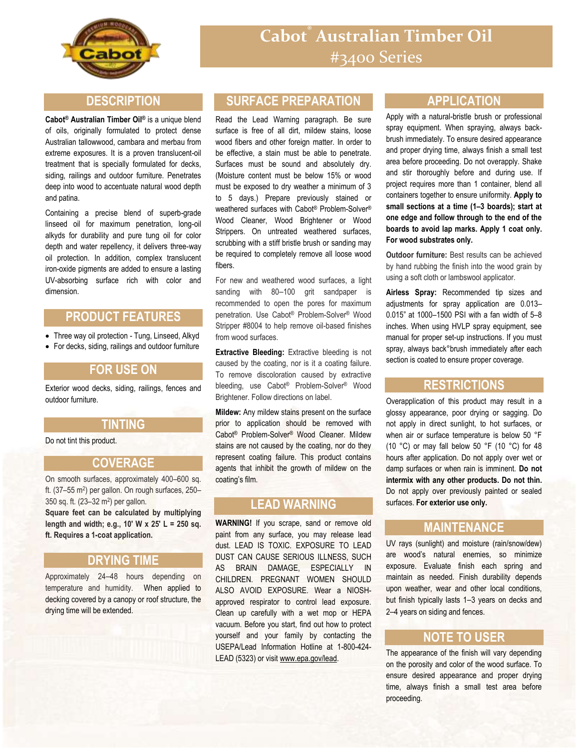# Cabot® Australian Timber Oil
## #3400 Series

## DESCRIPTION

**Cabot® Australian Timber Oil®** is a unique blend of oils, originally formulated to protect dense Australian tallowwood, cambara and merbau from extreme exposures. It is a proven translucent-oil treatment that is specially formulated for decks, siding, railings and outdoor furniture. Penetrates deep into wood to accentuate natural wood depth and patina.

Containing a precise blend of superb-grade linseed oil for maximum penetration, long-oil alkyds for durability and pure tung oil for color depth and water repellency, it delivers three-way oil protection. In addition, complex translucent iron-oxide pigments are added to ensure a lasting UV-absorbing surface rich with color and dimension.

## PRODUCT FEATURES

- Three way oil protection - Tung, Linseed, Alkyd
- For decks, siding, railings and outdoor furniture

## FOR USE ON

Exterior wood decks, siding, railings, fences and outdoor furniture.

## TINTING

Do not tint this product.

## COVERAGE

On smooth surfaces, approximately 400–600 sq. ft. (37–55 m$^2$) per gallon. On rough surfaces, 250–350 sq. ft. (23–32 m$^2$) per gallon.

**Square feet can be calculated by multiplying length and width; e.g., 10' W x 25' L = 250 sq. ft. Requires a 1-coat application.**

## DRYING TIME

Approximately 24–48 hours depending on temperature and humidity. When applied to decking covered by a canopy or roof structure, the drying time will be extended.

## SURFACE PREPARATION

Read the Lead Warning paragraph. Be sure surface is free of all dirt, mildew stains, loose wood fibers and other foreign matter. In order to be effective, a stain must be able to penetrate. Surfaces must be sound and absolutely dry. (Moisture content must be below 15% or wood must be exposed to dry weather a minimum of 3 to 5 days.) Prepare previously stained or weathered surfaces with Cabot® Problem-Solver® Wood Cleaner, Wood Brightener or Wood Strippers. On untreated weathered surfaces, scrubbing with a stiff bristle brush or sanding may be required to completely remove all loose wood fibers.

For new and weathered wood surfaces, a light sanding with 80–100 grit sandpaper is recommended to open the pores for maximum penetration. Use Cabot® Problem-Solver® Wood Stripper #8004 to help remove oil-based finishes from wood surfaces.

**Extractive Bleeding:** Extractive bleeding is not caused by the coating, nor is it a coating failure. To remove discoloration caused by extractive bleeding, use Cabot® Problem-Solver® Wood Brightener. Follow directions on label.

**Mildew:** Any mildew stains present on the surface prior to application should be removed with Cabot® Problem-Solver® Wood Cleaner. Mildew stains are not caused by the coating, nor do they represent coating failure. This product contains agents that inhibit the growth of mildew on the coating's film.

## LEAD WARNING

**WARNING!** If you scrape, sand or remove old paint from any surface, you may release lead dust. LEAD IS TOXIC. EXPOSURE TO LEAD DUST CAN CAUSE SERIOUS ILLNESS, SUCH AS BRAIN DAMAGE, ESPECIALLY IN CHILDREN. PREGNANT WOMEN SHOULD ALSO AVOID EXPOSURE. Wear a NIOSH-approved respirator to control lead exposure. Clean up carefully with a wet mop or HEPA vacuum. Before you start, find out how to protect yourself and your family by contacting the USEPA/Lead Information Hotline at 1-800-424-LEAD (5323) or visit www.epa.gov/lead.

## APPLICATION

Apply with a natural-bristle brush or professional spray equipment. When spraying, always back-brush immediately. To ensure desired appearance and proper drying time, always finish a small test area before proceeding. Do not overapply. Shake and stir thoroughly before and during use. If project requires more than 1 container, blend all containers together to ensure uniformity. **Apply to small sections at a time (1–3 boards); start at one edge and follow through to the end of the boards to avoid lap marks. Apply 1 coat only. For wood substrates only.**

**Outdoor furniture:** Best results can be achieved by hand rubbing the finish into the wood grain by using a soft cloth or lambswool applicator.

**Airless Spray:** Recommended tip sizes and adjustments for spray application are 0.013–0.015" at 1000–1500 PSI with a fan width of 5–8 inches. When using HVLP spray equipment, see manual for proper set-up instructions. If you must spray, always back°brush immediately after each section is coated to ensure proper coverage.

## RESTRICTIONS

Overapplication of this product may result in a glossy appearance, poor drying or sagging. Do not apply in direct sunlight, to hot surfaces, or when air or surface temperature is below 50 °F (10 °C) or may fall below 50 °F (10 °C) for 48 hours after application. Do not apply over wet or damp surfaces or when rain is imminent. **Do not intermix with any other products. Do not thin.** Do not apply over previously painted or sealed surfaces. **For exterior use only.**

## MAINTENANCE

UV rays (sunlight) and moisture (rain/snow/dew) are wood's natural enemies, so minimize exposure. Evaluate finish each spring and maintain as needed. Finish durability depends upon weather, wear and other local conditions, but finish typically lasts 1–3 years on decks and 2–4 years on siding and fences.

## NOTE TO USER

The appearance of the finish will vary depending on the porosity and color of the wood surface. To ensure desired appearance and proper drying time, always finish a small test area before proceeding.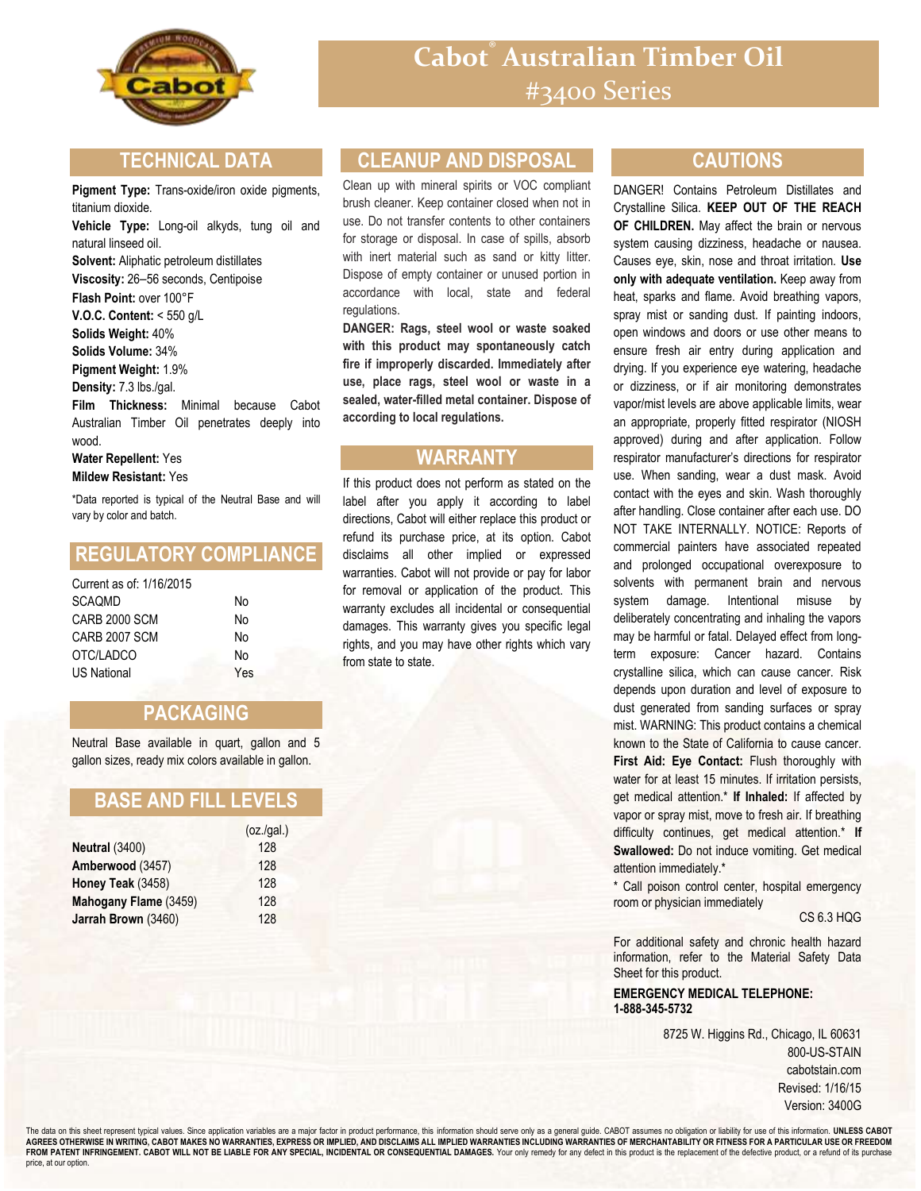# Cabot® Australian Timber Oil
## #3400 Series

## TECHNICAL DATA

**Pigment Type:** Trans-oxide/iron oxide pigments, titanium dioxide.

**Vehicle Type:** Long-oil alkyds, tung oil and natural linseed oil.

**Solvent:** Aliphatic petroleum distillates

**Viscosity:** 26–56 seconds, Centipoise

**Flash Point:** over 100°F

**V.O.C. Content:** < 550 g/L

**Solids Weight:** 40%

**Solids Volume:** 34%

**Pigment Weight:** 1.9%

**Density:** 7.3 lbs./gal.

**Film Thickness:** Minimal because Cabot Australian Timber Oil penetrates deeply into wood.

**Water Repellent:** Yes

**Mildew Resistant:** Yes

*Data reported is typical of the Neutral Base and will vary by color and batch.

## REGULATORY COMPLIANCE

Current as of: 1/16/2015

| | |
|---|---|
| SCAQMD | No |
| CARB 2000 SCM | No |
| CARB 2007 SCM | No |
| OTC/LADCO | No |
| US National | Yes |

## PACKAGING

Neutral Base available in quart, gallon and 5 gallon sizes, ready mix colors available in gallon.

## BASE AND FILL LEVELS

| | (oz./gal.) |
|---|---|
| **Neutral** (3400) | 128 |
| **Amberwood** (3457) | 128 |
| **Honey Teak** (3458) | 128 |
| **Mahogany Flame** (3459) | 128 |
| **Jarrah Brown** (3460) | 128 |

## CLEANUP AND DISPOSAL

Clean up with mineral spirits or VOC compliant brush cleaner. Keep container closed when not in use. Do not transfer contents to other containers for storage or disposal. In case of spills, absorb with inert material such as sand or kitty litter. Dispose of empty container or unused portion in accordance with local, state and federal regulations.

**DANGER: Rags, steel wool or waste soaked with this product may spontaneously catch fire if improperly discarded. Immediately after use, place rags, steel wool or waste in a sealed, water-filled metal container. Dispose of according to local regulations.**

## WARRANTY

If this product does not perform as stated on the label after you apply it according to label directions, Cabot will either replace this product or refund its purchase price, at its option. Cabot disclaims all other implied or expressed warranties. Cabot will not provide or pay for labor for removal or application of the product. This warranty excludes all incidental or consequential damages. This warranty gives you specific legal rights, and you may have other rights which vary from state to state.

## CAUTIONS

DANGER! Contains Petroleum Distillates and Crystalline Silica. **KEEP OUT OF THE REACH OF CHILDREN.** May affect the brain or nervous system causing dizziness, headache or nausea. Causes eye, skin, nose and throat irritation. **Use only with adequate ventilation.** Keep away from heat, sparks and flame. Avoid breathing vapors, spray mist or sanding dust. If painting indoors, open windows and doors or use other means to ensure fresh air entry during application and drying. If you experience eye watering, headache or dizziness, or if air monitoring demonstrates vapor/mist levels are above applicable limits, wear an appropriate, properly fitted respirator (NIOSH approved) during and after application. Follow respirator manufacturer's directions for respirator use. When sanding, wear a dust mask. Avoid contact with the eyes and skin. Wash thoroughly after handling. Close container after each use. DO NOT TAKE INTERNALLY. NOTICE: Reports of commercial painters have associated repeated and prolonged occupational overexposure to solvents with permanent brain and nervous system damage. Intentional misuse by deliberately concentrating and inhaling the vapors may be harmful or fatal. Delayed effect from long-term exposure: Cancer hazard. Contains crystalline silica, which can cause cancer. Risk depends upon duration and level of exposure to dust generated from sanding surfaces or spray mist. WARNING: This product contains a chemical known to the State of California to cause cancer. **First Aid: Eye Contact:** Flush thoroughly with water for at least 15 minutes. If irritation persists, get medical attention.* **If Inhaled:** If affected by vapor or spray mist, move to fresh air. If breathing difficulty continues, get medical attention.* **If Swallowed:** Do not induce vomiting. Get medical attention immediately.*

* Call poison control center, hospital emergency room or physician immediately

CS 6.3 HQG

For additional safety and chronic health hazard information, refer to the Material Safety Data Sheet for this product.

**EMERGENCY MEDICAL TELEPHONE: 1-888-345-5732**

8725 W. Higgins Rd., Chicago, IL 60631
800-US-STAIN
cabotstain.com
Revised: 1/16/15
Version: 3400G

The data on this sheet represent typical values. Since application variables are a major factor in product performance, this information should serve only as a general guide. CABOT assumes no obligation or liability for use of this information. **UNLESS CABOT AGREES OTHERWISE IN WRITING, CABOT MAKES NO WARRANTIES, EXPRESS OR IMPLIED, AND DISCLAIMS ALL IMPLIED WARRANTIES INCLUDING WARRANTIES OF MERCHANTABILITY OR FITNESS FOR A PARTICULAR USE OR FREEDOM FROM PATENT INFRINGEMENT. CABOT WILL NOT BE LIABLE FOR ANY SPECIAL, INCIDENTAL OR CONSEQUENTIAL DAMAGES.** Your only remedy for any defect in this product is the replacement of the defective product, or a refund of its purchase price, at our option.